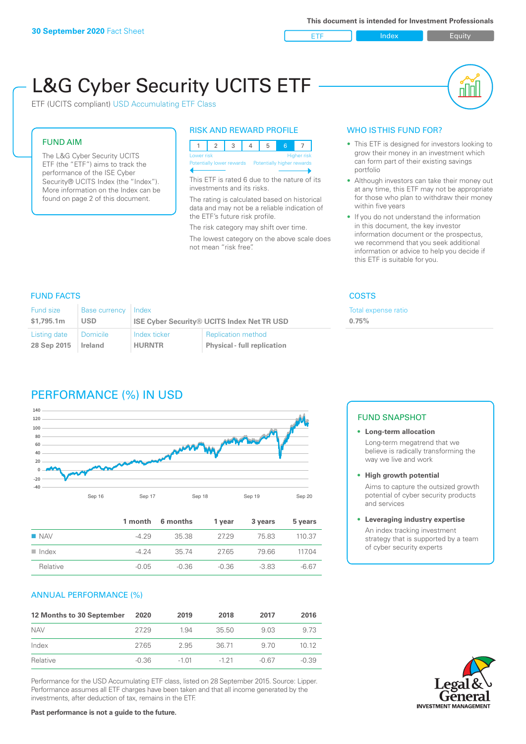30 September 2020 Fact Sheet

This document is intended for Investment Professionals

ETF | Index | Equity

# L&G Cyber Security UCITS ETF

ETF (UCITS compliant) USD Accumulating ETF Class

## FUND AIM

The L&G Cyber Security UCITS ETF (the "ETF") aims to track the performance of the ISE Cyber Security® UCITS Index (the "Index"). More information on the Index can be found on page 2 of this document.

## RISK AND REWARD PROFILE

| 1 | 2 | 3 | 4 | 5 | 6 | 7 |
|---|---|---|---|---|---|---|

Lower risk — Higher risk
Potentially lower rewards — Potentially higher rewards

This ETF is rated 6 due to the nature of its investments and its risks.

The rating is calculated based on historical data and may not be a reliable indication of the ETF's future risk profile.

The risk category may shift over time.

The lowest category on the above scale does not mean "risk free".

## WHO IS THIS FUND FOR?

- This ETF is designed for investors looking to grow their money in an investment which can form part of their existing savings portfolio
- Although investors can take their money out at any time, this ETF may not be appropriate for those who plan to withdraw their money within five years
- If you do not understand the information in this document, the key investor information document or the prospectus, we recommend that you seek additional information or advice to help you decide if this ETF is suitable for you.

## FUND FACTS

| Fund size | Base currency | Index | |
|---|---|---|---|
| $1,795.1m | USD | ISE Cyber Security® UCITS Index Net TR USD | |
| **Listing date** | **Domicile** | **Index ticker** | **Replication method** |
| 28 Sep 2015 | Ireland | HURNTR | Physical - full replication |

## COSTS

Total expense ratio
**0.75%**

## PERFORMANCE (%) IN USD

| | 1 month | 6 months | 1 year | 3 years | 5 years |
|---|---|---|---|---|---|
| NAV | -4.29 | 35.38 | 27.29 | 75.83 | 110.37 |
| Index | -4.24 | 35.74 | 27.65 | 79.66 | 117.04 |
| Relative | -0.05 | -0.36 | -0.36 | -3.83 | -6.67 |

## FUND SNAPSHOT

- **Long-term allocation**
  Long-term megatrend that we believe is radically transforming the way we live and work
- **High growth potential**
  Aims to capture the outsized growth potential of cyber security products and services
- **Leveraging industry expertise**
  An index tracking investment strategy that is supported by a team of cyber security experts

## ANNUAL PERFORMANCE (%)

| 12 Months to 30 September | 2020 | 2019 | 2018 | 2017 | 2016 |
|---|---|---|---|---|---|
| NAV | 27.29 | 1.94 | 35.50 | 9.03 | 9.73 |
| Index | 27.65 | 2.95 | 36.71 | 9.70 | 10.12 |
| Relative | -0.36 | -1.01 | -1.21 | -0.67 | -0.39 |

Performance for the USD Accumulating ETF class, listed on 28 September 2015. Source: Lipper. Performance assumes all ETF charges have been taken and that all income generated by the investments, after deduction of tax, remains in the ETF.

**Past performance is not a guide to the future.**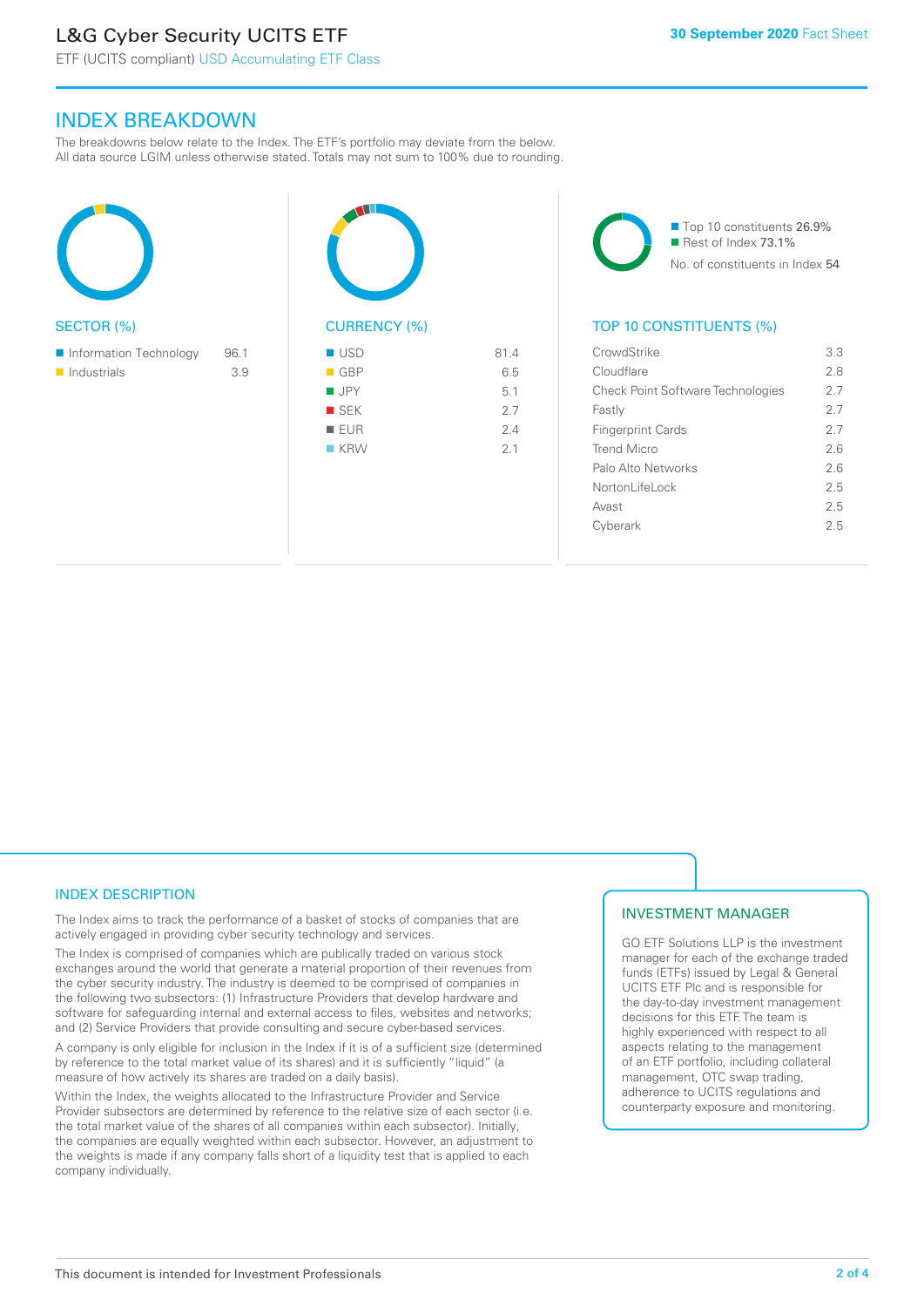# L&G Cyber Security UCITS ETF

ETF (UCITS compliant) USD Accumulating ETF Class

30 September 2020 Fact Sheet

## INDEX BREAKDOWN

The breakdowns below relate to the Index. The ETF's portfolio may deviate from the below. All data source LGIM unless otherwise stated. Totals may not sum to 100% due to rounding.

### SECTOR (%)

| Sector | % |
|---|---|
| Information Technology | 96.1 |
| Industrials | 3.9 |

### CURRENCY (%)

| Currency | % |
|---|---|
| USD | 81.4 |
| GBP | 6.5 |
| JPY | 5.1 |
| SEK | 2.7 |
| EUR | 2.4 |
| KRW | 2.1 |

Top 10 constituents 26.9%
Rest of Index 73.1%
No. of constituents in Index 54

### TOP 10 CONSTITUENTS (%)

| Constituent | % |
|---|---|
| CrowdStrike | 3.3 |
| Cloudflare | 2.8 |
| Check Point Software Technologies | 2.7 |
| Fastly | 2.7 |
| Fingerprint Cards | 2.7 |
| Trend Micro | 2.6 |
| Palo Alto Networks | 2.6 |
| NortonLifeLock | 2.5 |
| Avast | 2.5 |
| Cyberark | 2.5 |

## INDEX DESCRIPTION

The Index aims to track the performance of a basket of stocks of companies that are actively engaged in providing cyber security technology and services.

The Index is comprised of companies which are publically traded on various stock exchanges around the world that generate a material proportion of their revenues from the cyber security industry. The industry is deemed to be comprised of companies in the following two subsectors: (1) Infrastructure Providers that develop hardware and software for safeguarding internal and external access to files, websites and networks; and (2) Service Providers that provide consulting and secure cyber-based services.

A company is only eligible for inclusion in the Index if it is of a sufficient size (determined by reference to the total market value of its shares) and it is sufficiently "liquid" (a measure of how actively its shares are traded on a daily basis).

Within the Index, the weights allocated to the Infrastructure Provider and Service Provider subsectors are determined by reference to the relative size of each sector (i.e. the total market value of the shares of all companies within each subsector). Initially, the companies are equally weighted within each subsector. However, an adjustment to the weights is made if any company falls short of a liquidity test that is applied to each company individually.

## INVESTMENT MANAGER

GO ETF Solutions LLP is the investment manager for each of the exchange traded funds (ETFs) issued by Legal & General UCITS ETF Plc and is responsible for the day-to-day investment management decisions for this ETF. The team is highly experienced with respect to all aspects relating to the management of an ETF portfolio, including collateral management, OTC swap trading, adherence to UCITS regulations and counterparty exposure and monitoring.

This document is intended for Investment Professionals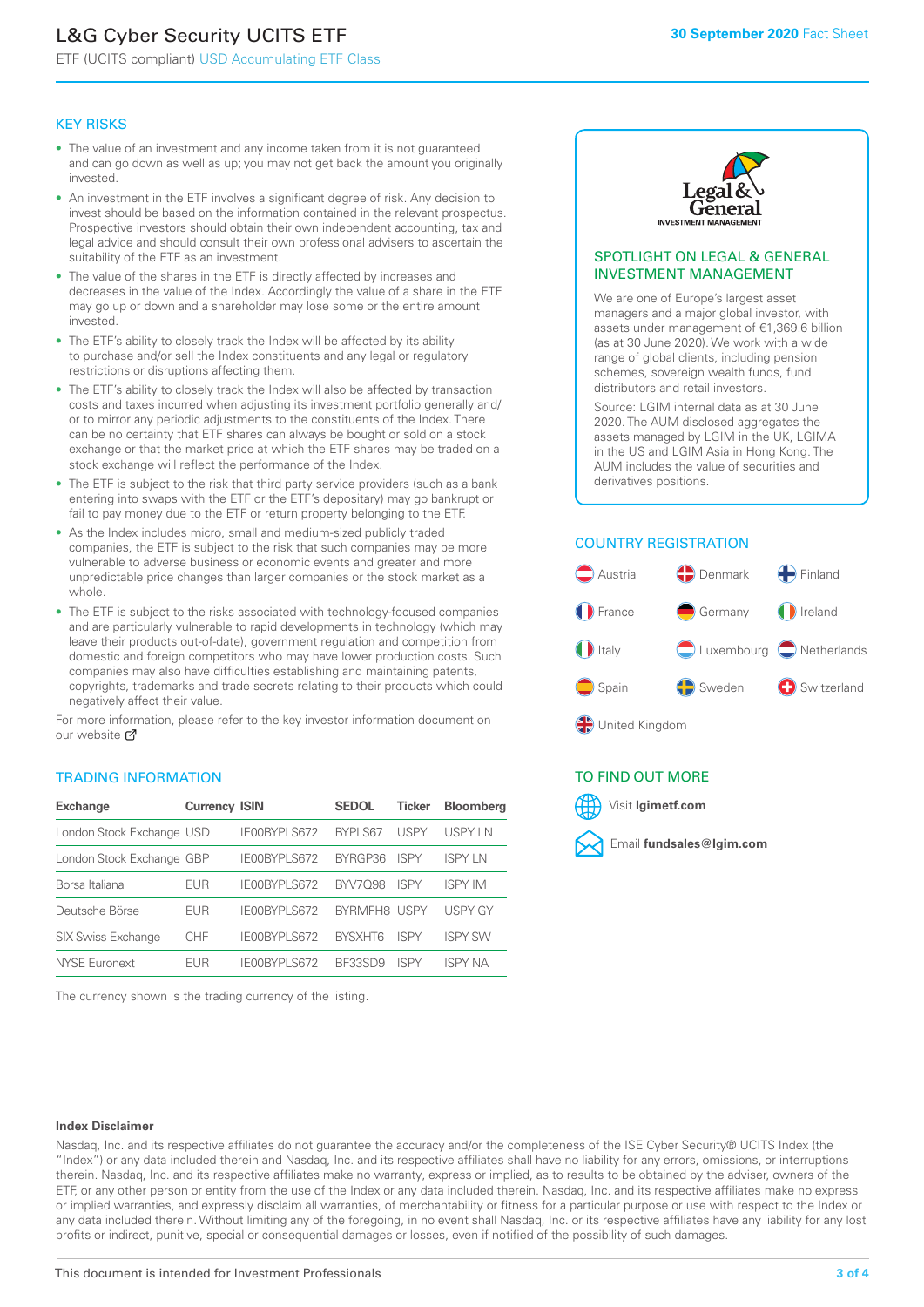# L&G Cyber Security UCITS ETF

ETF (UCITS compliant) USD Accumulating ETF Class

**30 September 2020** Fact Sheet

## KEY RISKS

- The value of an investment and any income taken from it is not guaranteed and can go down as well as up; you may not get back the amount you originally invested.
- An investment in the ETF involves a significant degree of risk. Any decision to invest should be based on the information contained in the relevant prospectus. Prospective investors should obtain their own independent accounting, tax and legal advice and should consult their own professional advisers to ascertain the suitability of the ETF as an investment.
- The value of the shares in the ETF is directly affected by increases and decreases in the value of the Index. Accordingly the value of a share in the ETF may go up or down and a shareholder may lose some or the entire amount invested.
- The ETF's ability to closely track the Index will be affected by its ability to purchase and/or sell the Index constituents and any legal or regulatory restrictions or disruptions affecting them.
- The ETF's ability to closely track the Index will also be affected by transaction costs and taxes incurred when adjusting its investment portfolio generally and/or to mirror any periodic adjustments to the constituents of the Index. There can be no certainty that ETF shares can always be bought or sold on a stock exchange or that the market price at which the ETF shares may be traded on a stock exchange will reflect the performance of the Index.
- The ETF is subject to the risk that third party service providers (such as a bank entering into swaps with the ETF or the ETF's depositary) may go bankrupt or fail to pay money due to the ETF or return property belonging to the ETF.
- As the Index includes micro, small and medium-sized publicly traded companies, the ETF is subject to the risk that such companies may be more vulnerable to adverse business or economic events and greater and more unpredictable price changes than larger companies or the stock market as a whole.
- The ETF is subject to the risks associated with technology-focused companies and are particularly vulnerable to rapid developments in technology (which may leave their products out-of-date), government regulation and competition from domestic and foreign competitors who may have lower production costs. Such companies may also have difficulties establishing and maintaining patents, copyrights, trademarks and trade secrets relating to their products which could negatively affect their value.

For more information, please refer to the key investor information document on our website

## TRADING INFORMATION

| Exchange | Currency | ISIN | SEDOL | Ticker | Bloomberg |
|---|---|---|---|---|---|
| London Stock Exchange | USD | IE00BYPLS672 | BYPLS67 | USPY | USPY LN |
| London Stock Exchange | GBP | IE00BYPLS672 | BYRGP36 | ISPY | ISPY LN |
| Borsa Italiana | EUR | IE00BYPLS672 | BYV7Q98 | ISPY | ISPY IM |
| Deutsche Börse | EUR | IE00BYPLS672 | BYRMFH8 | USPY | USPY GY |
| SIX Swiss Exchange | CHF | IE00BYPLS672 | BYSXHT6 | ISPY | ISPY SW |
| NYSE Euronext | EUR | IE00BYPLS672 | BF33SD9 | ISPY | ISPY NA |

The currency shown is the trading currency of the listing.

## SPOTLIGHT ON LEGAL & GENERAL INVESTMENT MANAGEMENT

We are one of Europe's largest asset managers and a major global investor, with assets under management of €1,369.6 billion (as at 30 June 2020). We work with a wide range of global clients, including pension schemes, sovereign wealth funds, fund distributors and retail investors.

Source: LGIM internal data as at 30 June 2020. The AUM disclosed aggregates the assets managed by LGIM in the UK, LGIMA in the US and LGIM Asia in Hong Kong. The AUM includes the value of securities and derivatives positions.

## COUNTRY REGISTRATION

- Austria
- Denmark
- Finland
- France
- Germany
- Ireland
- Italy
- Luxembourg
- Netherlands
- Spain
- Sweden
- Switzerland
- United Kingdom

## TO FIND OUT MORE

Visit **lgimetf.com**

Email **fundsales@lgim.com**

**Index Disclaimer**

Nasdaq, Inc. and its respective affiliates do not guarantee the accuracy and/or the completeness of the ISE Cyber Security® UCITS Index (the "Index") or any data included therein and Nasdaq, Inc. and its respective affiliates shall have no liability for any errors, omissions, or interruptions therein. Nasdaq, Inc. and its respective affiliates make no warranty, express or implied, as to results to be obtained by the adviser, owners of the ETF, or any other person or entity from the use of the Index or any data included therein. Nasdaq, Inc. and its respective affiliates make no express or implied warranties, and expressly disclaim all warranties, of merchantability or fitness for a particular purpose or use with respect to the Index or any data included therein. Without limiting any of the foregoing, in no event shall Nasdaq, Inc. or its respective affiliates have any liability for any lost profits or indirect, punitive, special or consequential damages or losses, even if notified of the possibility of such damages.

This document is intended for Investment Professionals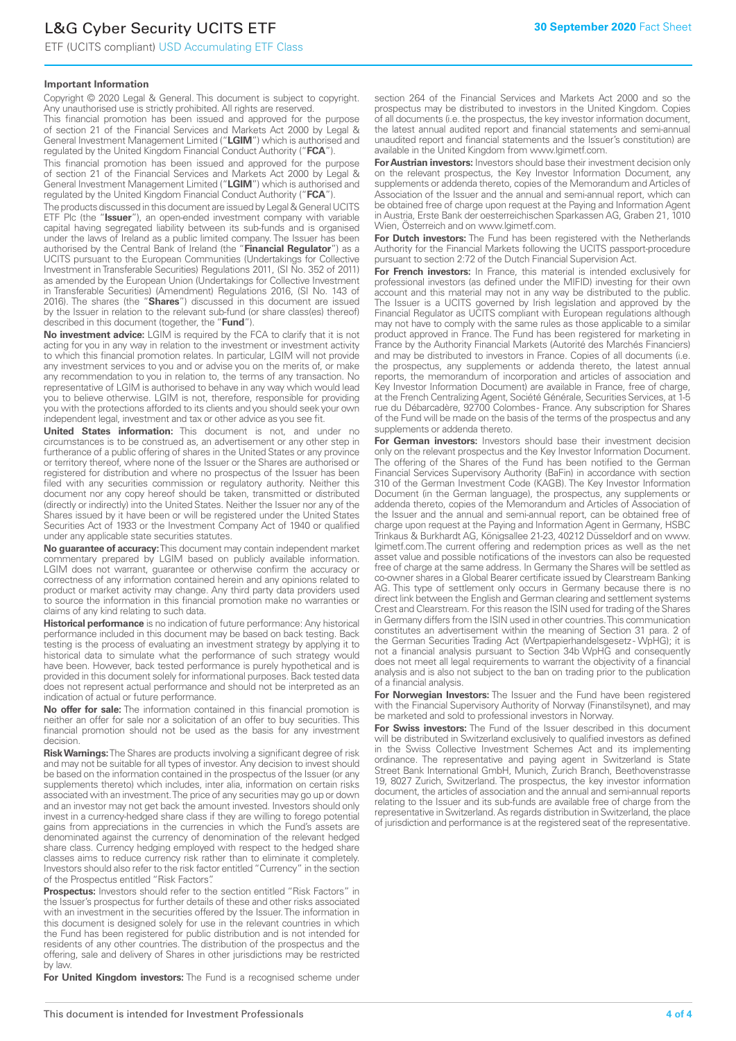# L&G Cyber Security UCITS ETF

ETF (UCITS compliant) USD Accumulating ETF Class

**30 September 2020** Fact Sheet

### Important Information

Copyright © 2020 Legal & General. This document is subject to copyright. Any unauthorised use is strictly prohibited. All rights are reserved.

This financial promotion has been issued and approved for the purpose of section 21 of the Financial Services and Markets Act 2000 by Legal & General Investment Management Limited ("**LGIM**") which is authorised and regulated by the United Kingdom Financial Conduct Authority ("**FCA**").

This financial promotion has been issued and approved for the purpose of section 21 of the Financial Services and Markets Act 2000 by Legal & General Investment Management Limited ("**LGIM**") which is authorised and regulated by the United Kingdom Financial Conduct Authority ("**FCA**").

The products discussed in this document are issued by Legal & General UCITS ETF Plc (the "**Issuer**"), an open-ended investment company with variable capital having segregated liability between its sub-funds and is organised under the laws of Ireland as a public limited company. The Issuer has been authorised by the Central Bank of Ireland (the "**Financial Regulator**") as a UCITS pursuant to the European Communities (Undertakings for Collective Investment in Transferable Securities) Regulations 2011, (SI No. 352 of 2011) as amended by the European Union (Undertakings for Collective Investment in Transferable Securities) (Amendment) Regulations 2016, (SI No. 143 of 2016). The shares (the "**Shares**") discussed in this document are issued by the Issuer in relation to the relevant sub-fund (or share class(es) thereof) described in this document (together, the "**Fund**").

**No investment advice:** LGIM is required by the FCA to clarify that it is not acting for you in any way in relation to the investment or investment activity to which this financial promotion relates. In particular, LGIM will not provide any investment services to you and or advise you on the merits of, or make any recommendation to you in relation to, the terms of any transaction. No representative of LGIM is authorised to behave in any way which would lead you to believe otherwise. LGIM is not, therefore, responsible for providing you with the protections afforded to its clients and you should seek your own independent legal, investment and tax or other advice as you see fit.

**United States information:** This document is not, and under no circumstances is to be construed as, an advertisement or any other step in furtherance of a public offering of shares in the United States or any province or territory thereof, where none of the Issuer or the Shares are authorised or registered for distribution and where no prospectus of the Issuer has been filed with any securities commission or regulatory authority. Neither this document nor any copy hereof should be taken, transmitted or distributed (directly or indirectly) into the United States. Neither the Issuer nor any of the Shares issued by it have been or will be registered under the United States Securities Act of 1933 or the Investment Company Act of 1940 or qualified under any applicable state securities statutes.

**No guarantee of accuracy:** This document may contain independent market commentary prepared by LGIM based on publicly available information. LGIM does not warrant, guarantee or otherwise confirm the accuracy or correctness of any information contained herein and any opinions related to product or market activity may change. Any third party data providers used to source the information in this financial promotion make no warranties or claims of any kind relating to such data.

**Historical performance** is no indication of future performance: Any historical performance included in this document may be based on back testing. Back testing is the process of evaluating an investment strategy by applying it to historical data to simulate what the performance of such strategy would have been. However, back tested performance is purely hypothetical and is provided in this document solely for informational purposes. Back tested data does not represent actual performance and should not be interpreted as an indication of actual or future performance.

**No offer for sale:** The information contained in this financial promotion is neither an offer for sale nor a solicitation of an offer to buy securities. This financial promotion should not be used as the basis for any investment decision.

**Risk Warnings:** The Shares are products involving a significant degree of risk and may not be suitable for all types of investor. Any decision to invest should be based on the information contained in the prospectus of the Issuer (or any supplements thereto) which includes, inter alia, information on certain risks associated with an investment. The price of any securities may go up or down and an investor may not get back the amount invested. Investors should only invest in a currency-hedged share class if they are willing to forego potential gains from appreciations in the currencies in which the Fund's assets are denominated against the currency of denomination of the relevant hedged share class. Currency hedging employed with respect to the hedged share classes aims to reduce currency risk rather than to eliminate it completely. Investors should also refer to the risk factor entitled "Currency" in the section of the Prospectus entitled "Risk Factors".

**Prospectus:** Investors should refer to the section entitled "Risk Factors" in the Issuer's prospectus for further details of these and other risks associated with an investment in the securities offered by the Issuer. The information in this document is designed solely for use in the relevant countries in which the Fund has been registered for public distribution and is not intended for residents of any other countries. The distribution of the prospectus and the offering, sale and delivery of Shares in other jurisdictions may be restricted by law.

**For United Kingdom investors:** The Fund is a recognised scheme under section 264 of the Financial Services and Markets Act 2000 and so the prospectus may be distributed to investors in the United Kingdom. Copies of all documents (i.e. the prospectus, the key investor information document, the latest annual audited report and financial statements and semi-annual unaudited report and financial statements and the Issuer's constitution) are available in the United Kingdom from www.lgimetf.com.

**For Austrian investors:** Investors should base their investment decision only on the relevant prospectus, the Key Investor Information Document, any supplements or addenda thereto, copies of the Memorandum and Articles of Association of the Issuer and the annual and semi-annual report, which can be obtained free of charge upon request at the Paying and Information Agent in Austria, Erste Bank der oesterreichischen Sparkassen AG, Graben 21, 1010 Wien, Österreich and on www.lgimetf.com.

**For Dutch investors:** The Fund has been registered with the Netherlands Authority for the Financial Markets following the UCITS passport-procedure pursuant to section 2:72 of the Dutch Financial Supervision Act.

**For French investors:** In France, this material is intended exclusively for professional investors (as defined under the MIFID) investing for their own account and this material may not in any way be distributed to the public. The Issuer is a UCITS governed by Irish legislation and approved by the Financial Regulator as UCITS compliant with European regulations although may not have to comply with the same rules as those applicable to a similar product approved in France. The Fund has been registered for marketing in France by the Authority Financial Markets (Autorité des Marchés Financiers) and may be distributed to investors in France. Copies of all documents (i.e. the prospectus, any supplements or addenda thereto, the latest annual reports, the memorandum of incorporation and articles of association and Key Investor Information Document) are available in France, free of charge, at the French Centralizing Agent, Société Générale, Securities Services, at 1-5 rue du Débarcadère, 92700 Colombes - France. Any subscription for Shares of the Fund will be made on the basis of the terms of the prospectus and any supplements or addenda thereto.

**For German investors:** Investors should base their investment decision only on the relevant prospectus and the Key Investor Information Document. The offering of the Shares of the Fund has been notified to the German Financial Services Supervisory Authority (BaFin) in accordance with section 310 of the German Investment Code (KAGB). The Key Investor Information Document (in the German language), the prospectus, any supplements or addenda thereto, copies of the Memorandum and Articles of Association of the Issuer and the annual and semi-annual report, can be obtained free of charge upon request at the Paying and Information Agent in Germany, HSBC Trinkaus & Burkhardt AG, Königsallee 21-23, 40212 Düsseldorf and on www.lgimetf.com.The current offering and redemption prices as well as the net asset value and possible notifications of the investors can also be requested free of charge at the same address. In Germany the Shares will be settled as co-owner shares in a Global Bearer certificate issued by Clearstream Banking AG. This type of settlement only occurs in Germany because there is no direct link between the English and German clearing and settlement systems Crest and Clearstream. For this reason the ISIN used for trading of the Shares in Germany differs from the ISIN used in other countries. This communication constitutes an advertisement within the meaning of Section 31 para. 2 of the German Securities Trading Act (Wertpapierhandelsgesetz - WpHG); it is not a financial analysis pursuant to Section 34b WpHG and consequently does not meet all legal requirements to warrant the objectivity of a financial analysis and is also not subject to the ban on trading prior to the publication of a financial analysis.

**For Norwegian Investors:** The Issuer and the Fund have been registered with the Financial Supervisory Authority of Norway (Finanstilsynet), and may be marketed and sold to professional investors in Norway.

**For Swiss investors:** The Fund of the Issuer described in this document will be distributed in Switzerland exclusively to qualified investors as defined in the Swiss Collective Investment Schemes Act and its implementing ordinance. The representative and paying agent in Switzerland is State Street Bank International GmbH, Munich, Zurich Branch, Beethovenstrasse 19, 8027 Zurich, Switzerland. The prospectus, the key investor information document, the articles of association and the annual and semi-annual reports relating to the Issuer and its sub-funds are available free of charge from the representative in Switzerland. As regards distribution in Switzerland, the place of jurisdiction and performance is at the registered seat of the representative.

This document is intended for Investment Professionals